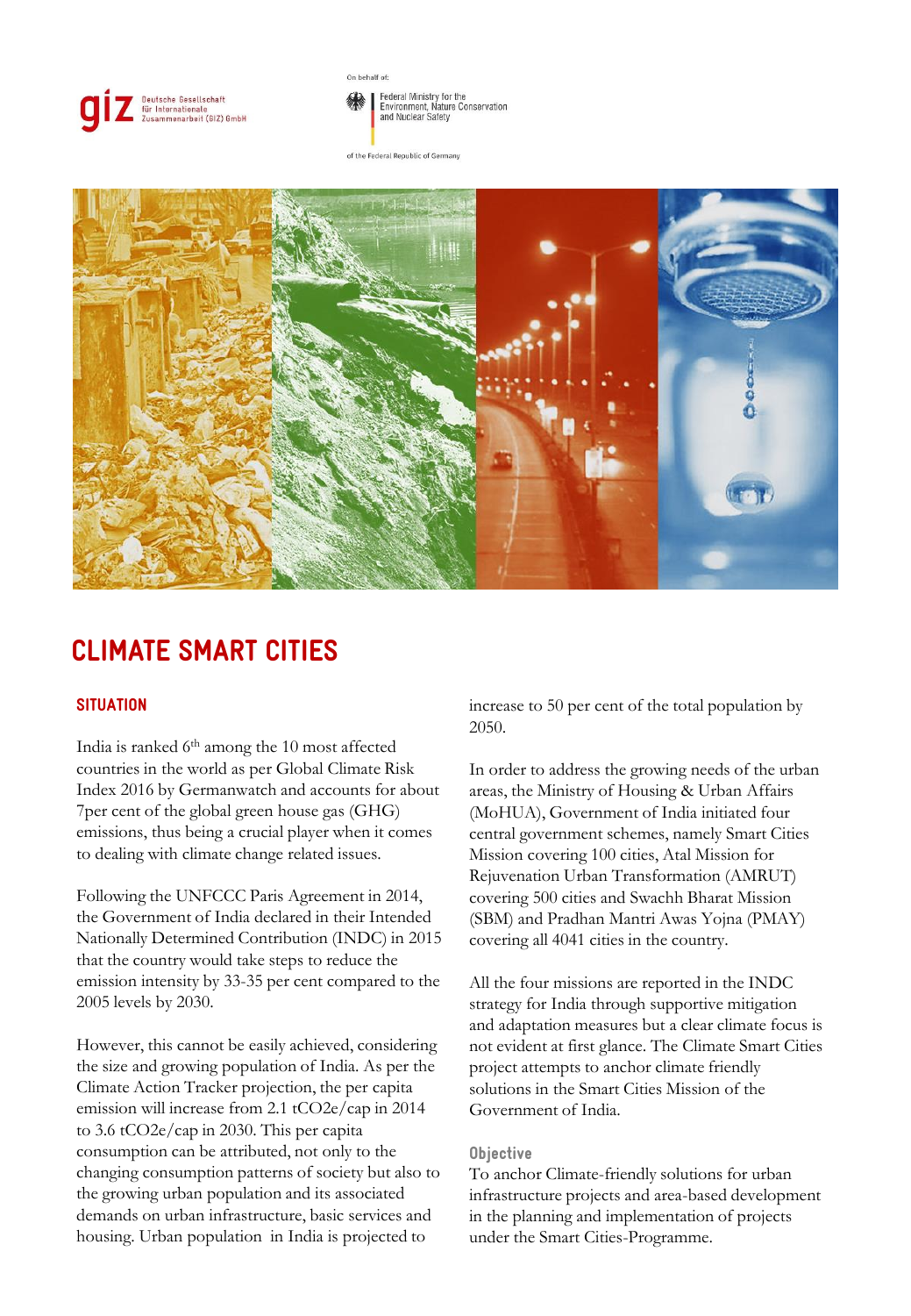giz Deutsche Gesellschaft für Internationale Zusammenarbeit (GIZ) GmbH

On behalf of:

Federal Ministry for the Environment, Nature Conservation and Nuclear Safety

of the Federal Republic of Germany

# CLIMATE SMART CITIES

## SITUATION

India is ranked 6th among the 10 most affected countries in the world as per Global Climate Risk Index 2016 by Germanwatch and accounts for about 7per cent of the global green house gas (GHG) emissions, thus being a crucial player when it comes to dealing with climate change related issues.

Following the UNFCCC Paris Agreement in 2014, the Government of India declared in their Intended Nationally Determined Contribution (INDC) in 2015 that the country would take steps to reduce the emission intensity by 33-35 per cent compared to the 2005 levels by 2030.

However, this cannot be easily achieved, considering the size and growing population of India. As per the Climate Action Tracker projection, the per capita emission will increase from 2.1 tCO2e/cap in 2014 to 3.6 tCO2e/cap in 2030. This per capita consumption can be attributed, not only to the changing consumption patterns of society but also to the growing urban population and its associated demands on urban infrastructure, basic services and housing. Urban population in India is projected to increase to 50 per cent of the total population by 2050.

In order to address the growing needs of the urban areas, the Ministry of Housing & Urban Affairs (MoHUA), Government of India initiated four central government schemes, namely Smart Cities Mission covering 100 cities, Atal Mission for Rejuvenation Urban Transformation (AMRUT) covering 500 cities and Swachh Bharat Mission (SBM) and Pradhan Mantri Awas Yojna (PMAY) covering all 4041 cities in the country.

All the four missions are reported in the INDC strategy for India through supportive mitigation and adaptation measures but a clear climate focus is not evident at first glance. The Climate Smart Cities project attempts to anchor climate friendly solutions in the Smart Cities Mission of the Government of India.

### Objective

To anchor Climate-friendly solutions for urban infrastructure projects and area-based development in the planning and implementation of projects under the Smart Cities-Programme.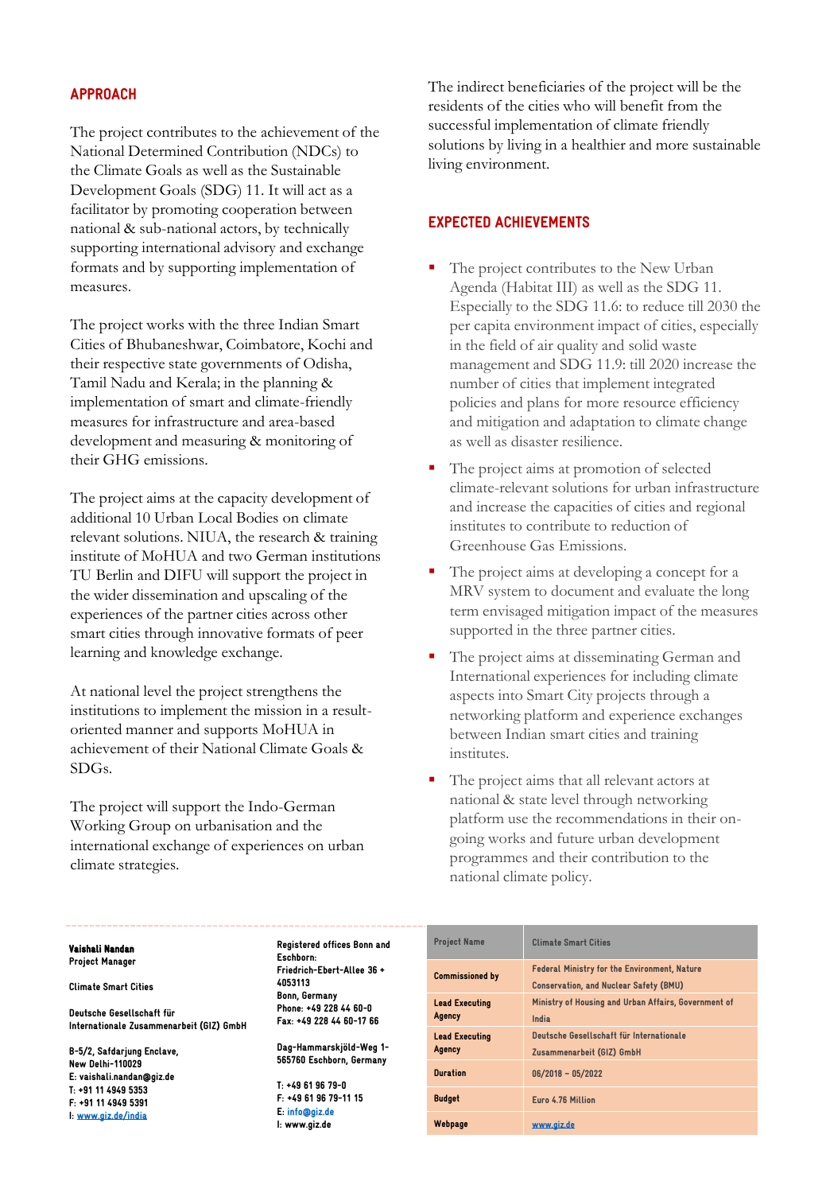## APPROACH

The project contributes to the achievement of the National Determined Contribution (NDCs) to the Climate Goals as well as the Sustainable Development Goals (SDG) 11. It will act as a facilitator by promoting cooperation between national & sub-national actors, by technically supporting international advisory and exchange formats and by supporting implementation of measures.

The project works with the three Indian Smart Cities of Bhubaneshwar, Coimbatore, Kochi and their respective state governments of Odisha, Tamil Nadu and Kerala; in the planning & implementation of smart and climate-friendly measures for infrastructure and area-based development and measuring & monitoring of their GHG emissions.

The project aims at the capacity development of additional 10 Urban Local Bodies on climate relevant solutions. NIUA, the research & training institute of MoHUA and two German institutions TU Berlin and DIFU will support the project in the wider dissemination and upscaling of the experiences of the partner cities across other smart cities through innovative formats of peer learning and knowledge exchange.

At national level the project strengthens the institutions to implement the mission in a result-oriented manner and supports MoHUA in achievement of their National Climate Goals & SDGs.

The project will support the Indo-German Working Group on urbanisation and the international exchange of experiences on urban climate strategies.

The indirect beneficiaries of the project will be the residents of the cities who will benefit from the successful implementation of climate friendly solutions by living in a healthier and more sustainable living environment.

## EXPECTED ACHIEVEMENTS

- The project contributes to the New Urban Agenda (Habitat III) as well as the SDG 11. Especially to the SDG 11.6: to reduce till 2030 the per capita environment impact of cities, especially in the field of air quality and solid waste management and SDG 11.9: till 2020 increase the number of cities that implement integrated policies and plans for more resource efficiency and mitigation and adaptation to climate change as well as disaster resilience.
- The project aims at promotion of selected climate-relevant solutions for urban infrastructure and increase the capacities of cities and regional institutes to contribute to reduction of Greenhouse Gas Emissions.
- The project aims at developing a concept for a MRV system to document and evaluate the long term envisaged mitigation impact of the measures supported in the three partner cities.
- The project aims at disseminating German and International experiences for including climate aspects into Smart City projects through a networking platform and experience exchanges between Indian smart cities and training institutes.
- The project aims that all relevant actors at national & state level through networking platform use the recommendations in their on-going works and future urban development programmes and their contribution to the national climate policy.

**Vaishali Nandan**
Project Manager

Climate Smart Cities

Deutsche Gesellschaft für Internationale Zusammenarbeit (GIZ) GmbH

B-5/2, Safdarjung Enclave,
New Delhi-110029
E: vaishali.nandan@giz.de
T: +91 11 4949 5353
F: +91 11 4949 5391
I: www.giz.de/india

Registered offices Bonn and Eschborn:
Friedrich-Ebert-Allee 36 + 4053113
Bonn, Germany
Phone: +49 228 44 60-0
Fax: +49 228 44 60-17 66

Dag-Hammarskjöld-Weg 1-565760 Eschborn, Germany

T: +49 61 96 79-0
F: +49 61 96 79-11 15
E: info@giz.de
I: www.giz.de

| Project Name | Climate Smart Cities |
|---|---|
| Commissioned by | Federal Ministry for the Environment, Nature Conservation, and Nuclear Safety (BMU) |
| Lead Executing Agency | Ministry of Housing and Urban Affairs, Government of India |
| Lead Executing Agency | Deutsche Gesellschaft für Internationale Zusammenarbeit (GIZ) GmbH |
| Duration | 06/2018 – 05/2022 |
| Budget | Euro 4.76 Million |
| Webpage | www.giz.de |